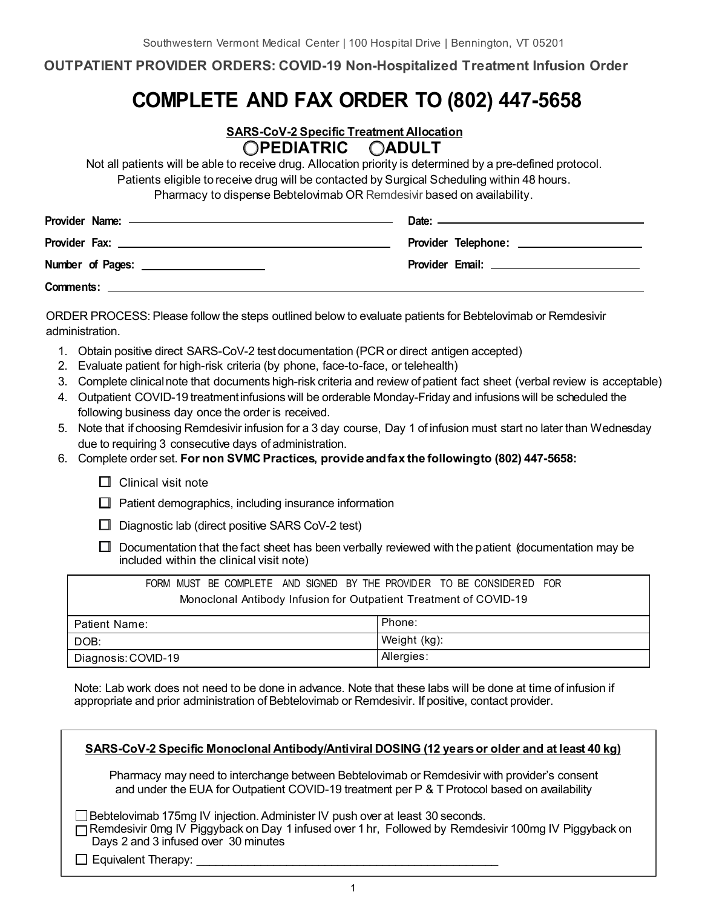Southwestern Vermont Medical Center | 100 Hospital Drive | Bennington, VT 05201

**OUTPATIENT PROVIDER ORDERS: COVID-19 Non-Hospitalized Treatment Infusion Order**

# COMPLETE AND FAX ORDER TO (802) 447-5658

**SARS-CoV-2 Specific Treatment Allocation**

**○PEDIATRIC ○ADULT**

Not all patients will be able to receive drug. Allocation priority is determined by a pre-defined protocol.
Patients eligible to receive drug will be contacted by Surgical Scheduling within 48 hours.
Pharmacy to dispense Bebtelovimab OR Remdesivir based on availability.

**Provider Name:** ______________________ **Date:** ______________________

**Provider Fax:** ______________________ **Provider Telephone:** ______________________

**Number of Pages:** ______________________ **Provider Email:** ______________________

**Comments:** ______________________

ORDER PROCESS: Please follow the steps outlined below to evaluate patients for Bebtelovimab or Remdesivir administration.

1. Obtain positive direct SARS-CoV-2 test documentation (PCR or direct antigen accepted)
2. Evaluate patient for high-risk criteria (by phone, face-to-face, or telehealth)
3. Complete clinical note that documents high-risk criteria and review of patient fact sheet (verbal review is acceptable)
4. Outpatient COVID-19 treatment infusions will be orderable Monday-Friday and infusions will be scheduled the following business day once the order is received.
5. Note that if choosing Remdesivir infusion for a 3 day course, Day 1 of infusion must start no later than Wednesday due to requiring 3 consecutive days of administration.
6. Complete order set. **For non SVMC Practices, provide and fax the following to (802) 447-5658:**
   - ☐ Clinical visit note
   - ☐ Patient demographics, including insurance information
   - ☐ Diagnostic lab (direct positive SARS CoV-2 test)
   - ☐ Documentation that the fact sheet has been verbally reviewed with the patient (documentation may be included within the clinical visit note)

| FORM MUST BE COMPLETE AND SIGNED BY THE PROVIDER TO BE CONSIDERED FOR Monoclonal Antibody Infusion for Outpatient Treatment of COVID-19 | |
|---|---|
| Patient Name: | Phone: |
| DOB: | Weight (kg): |
| Diagnosis: COVID-19 | Allergies: |

Note: Lab work does not need to be done in advance. Note that these labs will be done at time of infusion if appropriate and prior administration of Bebtelovimab or Remdesivir. If positive, contact provider.

**SARS-CoV-2 Specific Monoclonal Antibody/Antiviral DOSING (12 years or older and at least 40 kg)**

Pharmacy may need to interchange between Bebtelovimab or Remdesivir with provider's consent and under the EUA for Outpatient COVID-19 treatment per P & T Protocol based on availability

- ☐ Bebtelovimab 175mg IV injection. Administer IV push over at least 30 seconds.
- ☐ Remdesivir 0mg IV Piggyback on Day 1 infused over 1 hr, Followed by Remdesivir 100mg IV Piggyback on Days 2 and 3 infused over 30 minutes
- ☐ Equivalent Therapy: ______________________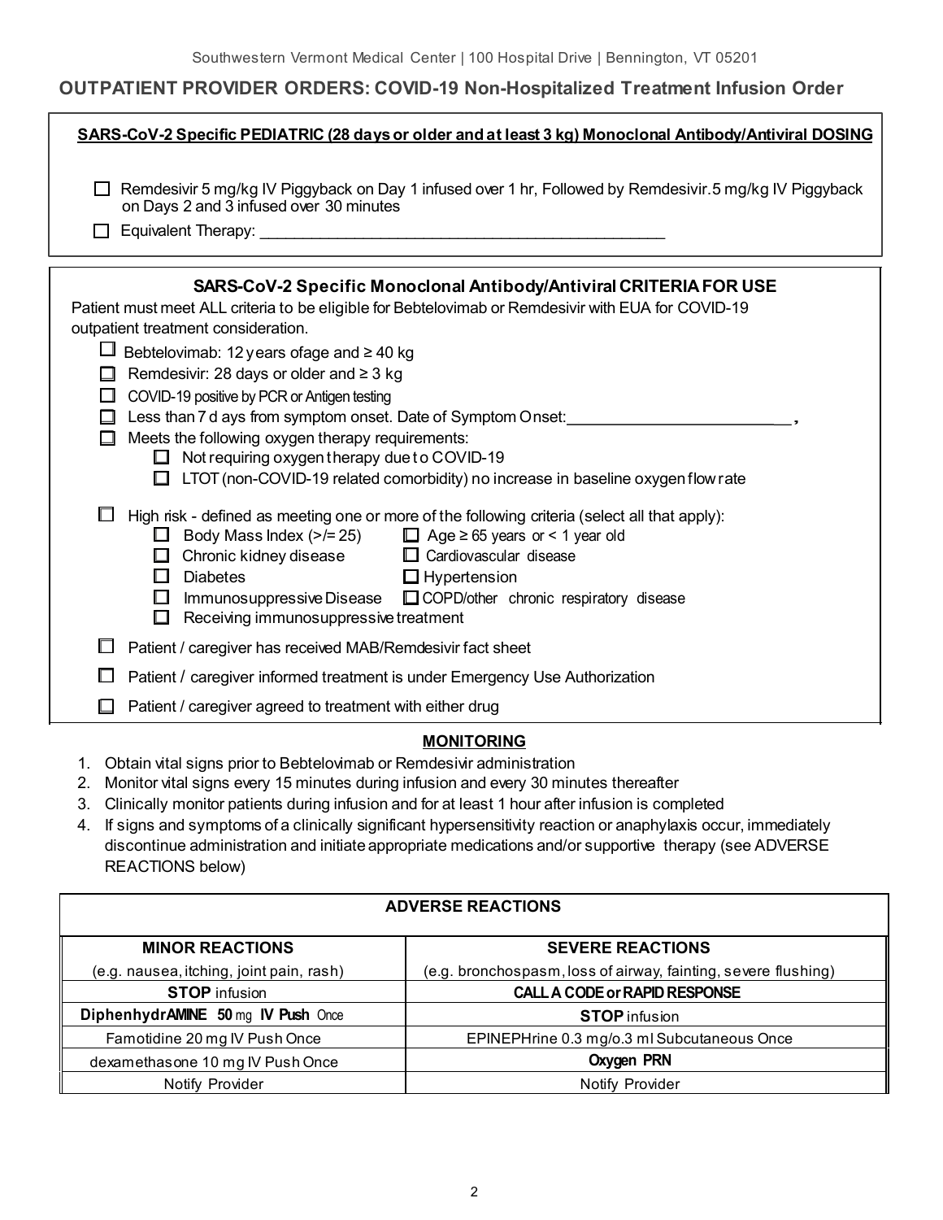Southwestern Vermont Medical Center | 100 Hospital Drive | Bennington, VT 05201

## OUTPATIENT PROVIDER ORDERS: COVID-19 Non-Hospitalized Treatment Infusion Order

**SARS-CoV-2 Specific PEDIATRIC (28 days or older and at least 3 kg) Monoclonal Antibody/Antiviral DOSING**

- ☐ Remdesivir 5 mg/kg IV Piggyback on Day 1 infused over 1 hr, Followed by Remdesivir.5 mg/kg IV Piggyback on Days 2 and 3 infused over 30 minutes
- ☐ Equivalent Therapy: ______________________________________________

**SARS-CoV-2 Specific Monoclonal Antibody/Antiviral CRITERIA FOR USE**

Patient must meet ALL criteria to be eligible for Bebtelovimab or Remdesivir with EUA for COVID-19 outpatient treatment consideration.

- ☐ Bebtelovimab: 12 years ofage and ≥ 40 kg
- ☐ Remdesivir: 28 days or older and ≥ 3 kg
- ☐ COVID-19 positive by PCR or Antigen testing
- ☐ Less than 7 d ays from symptom onset. Date of Symptom Onset: __________________________,
- ☐ Meets the following oxygen therapy requirements:
  - ☐ Not requiring oxygen therapy due to COVID-19
  - ☐ LTOT (non-COVID-19 related comorbidity) no increase in baseline oxygen flow rate
- ☐ High risk - defined as meeting one or more of the following criteria (select all that apply):
  - ☐ Body Mass Index (>/= 25)
  - ☐ Age ≥ 65 years or < 1 year old
  - ☐ Chronic kidney disease
  - ☐ Cardiovascular disease
  - ☐ Diabetes
  - ☐ Hypertension
  - ☐ Immunosuppressive Disease
  - ☐ COPD/other chronic respiratory disease
  - ☐ Receiving immunosuppressive treatment
- ☐ Patient / caregiver has received MAB/Remdesivir fact sheet
- ☐ Patient / caregiver informed treatment is under Emergency Use Authorization
- ☐ Patient / caregiver agreed to treatment with either drug

**MONITORING**

1. Obtain vital signs prior to Bebtelovimab or Remdesivir administration
2. Monitor vital signs every 15 minutes during infusion and every 30 minutes thereafter
3. Clinically monitor patients during infusion and for at least 1 hour after infusion is completed
4. If signs and symptoms of a clinically significant hypersensitivity reaction or anaphylaxis occur, immediately discontinue administration and initiate appropriate medications and/or supportive therapy (see ADVERSE REACTIONS below)

| ADVERSE REACTIONS | |
|---|---|
| **MINOR REACTIONS** | **SEVERE REACTIONS** |
| (e.g. nausea, itching, joint pain, rash) | (e.g. bronchospasm, loss of airway, fainting, severe flushing) |
| **STOP** infusion | **CALL A CODE or RAPID RESPONSE** |
| **DiphenhydrAMINE 50** mg **IV Push** Once | **STOP** infusion |
| Famotidine 20 mg IV Push Once | EPINEPHrine 0.3 mg/o.3 ml Subcutaneous Once |
| dexamethasone 10 mg IV Push Once | **Oxygen PRN** |
| Notify Provider | Notify Provider |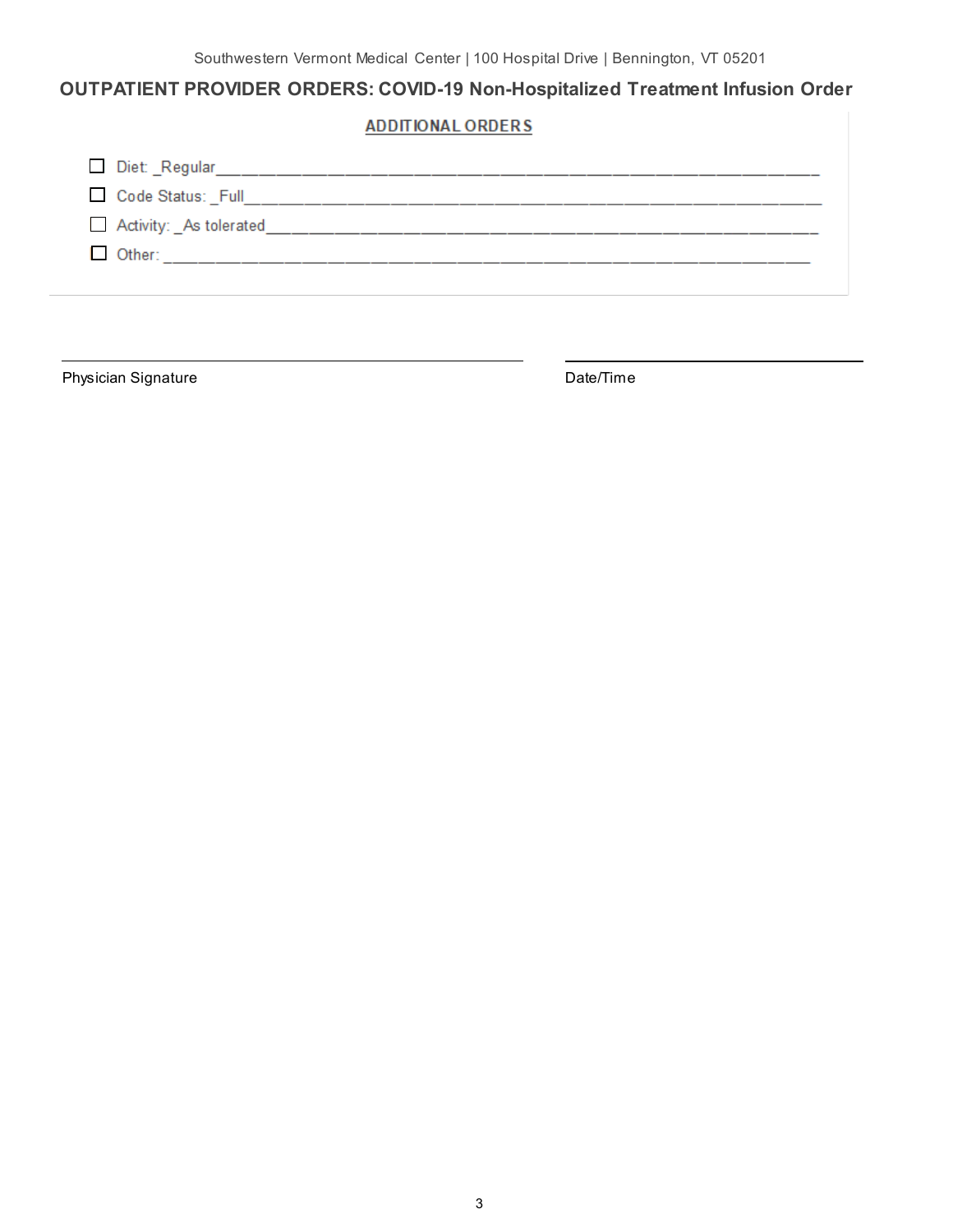**OUTPUT PROVIDER ORDERS: COVID-19 Non-Hospitalized Treatment Infusion Order**

## ADDITIONAL ORDERS

- ☐ Diet: _Regular____________________________________________
- ☐ Code Status: _Full_________________________________________
- ☐ Activity: _As tolerated_____________________________________
- ☐ Other: ___________________________________________________

______________________________________ ______________________

Physician Signature Date/Time